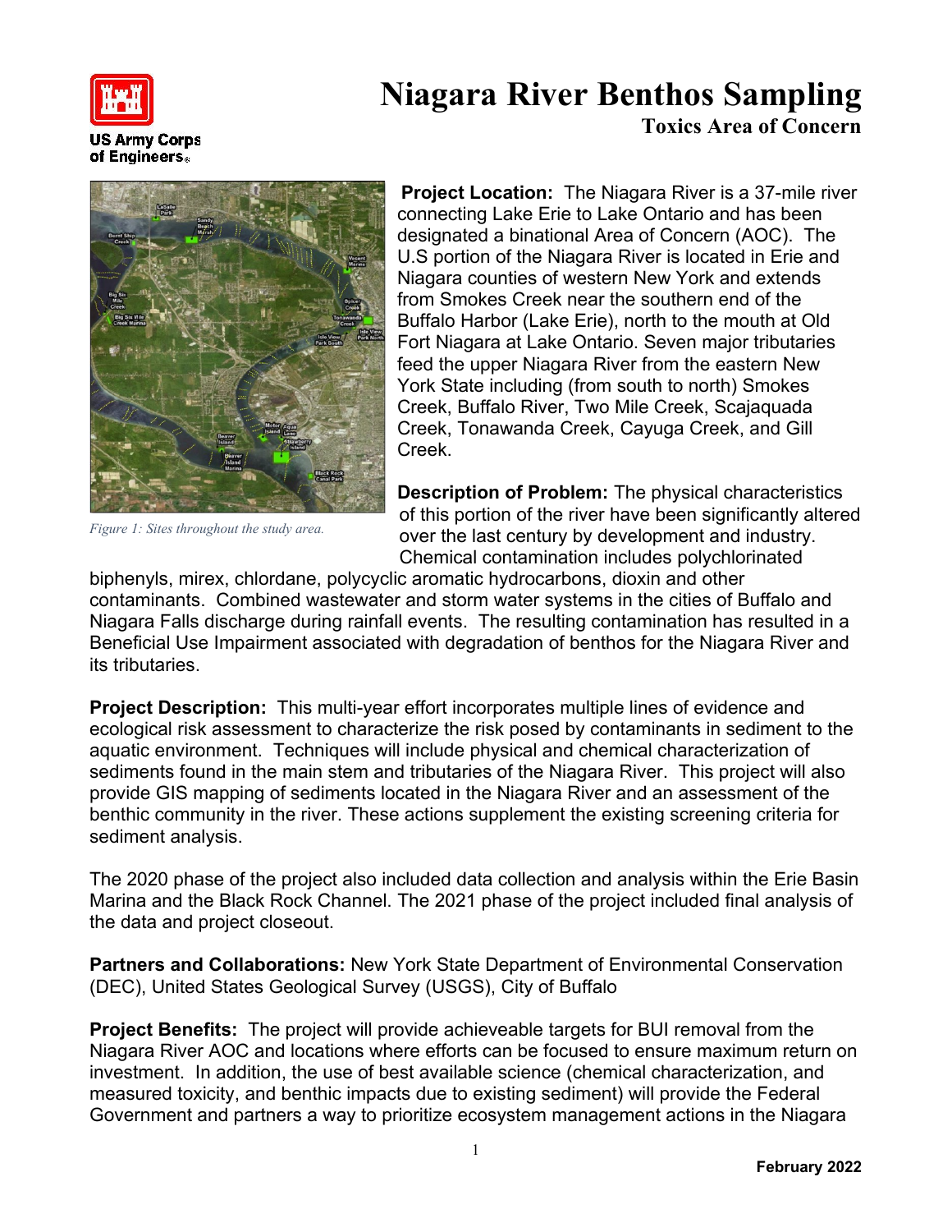US Army Corps of Engineers

# Niagara River Benthos Sampling

## Toxics Area of Concern

*Figure 1: Sites throughout the study area.*

**Project Location:** The Niagara River is a 37-mile river connecting Lake Erie to Lake Ontario and has been designated a binational Area of Concern (AOC). The U.S portion of the Niagara River is located in Erie and Niagara counties of western New York and extends from Smokes Creek near the southern end of the Buffalo Harbor (Lake Erie), north to the mouth at Old Fort Niagara at Lake Ontario. Seven major tributaries feed the upper Niagara River from the eastern New York State including (from south to north) Smokes Creek, Buffalo River, Two Mile Creek, Scajaquada Creek, Tonawanda Creek, Cayuga Creek, and Gill Creek.

**Description of Problem:** The physical characteristics of this portion of the river have been significantly altered over the last century by development and industry. Chemical contamination includes polychlorinated biphenyls, mirex, chlordane, polycyclic aromatic hydrocarbons, dioxin and other contaminants. Combined wastewater and storm water systems in the cities of Buffalo and Niagara Falls discharge during rainfall events. The resulting contamination has resulted in a Beneficial Use Impairment associated with degradation of benthos for the Niagara River and its tributaries.

**Project Description:** This multi-year effort incorporates multiple lines of evidence and ecological risk assessment to characterize the risk posed by contaminants in sediment to the aquatic environment. Techniques will include physical and chemical characterization of sediments found in the main stem and tributaries of the Niagara River. This project will also provide GIS mapping of sediments located in the Niagara River and an assessment of the benthic community in the river. These actions supplement the existing screening criteria for sediment analysis.

The 2020 phase of the project also included data collection and analysis within the Erie Basin Marina and the Black Rock Channel. The 2021 phase of the project included final analysis of the data and project closeout.

**Partners and Collaborations:** New York State Department of Environmental Conservation (DEC), United States Geological Survey (USGS), City of Buffalo

**Project Benefits:** The project will provide achieveable targets for BUI removal from the Niagara River AOC and locations where efforts can be focused to ensure maximum return on investment. In addition, the use of best available science (chemical characterization, and measured toxicity, and benthic impacts due to existing sediment) will provide the Federal Government and partners a way to prioritize ecosystem management actions in the Niagara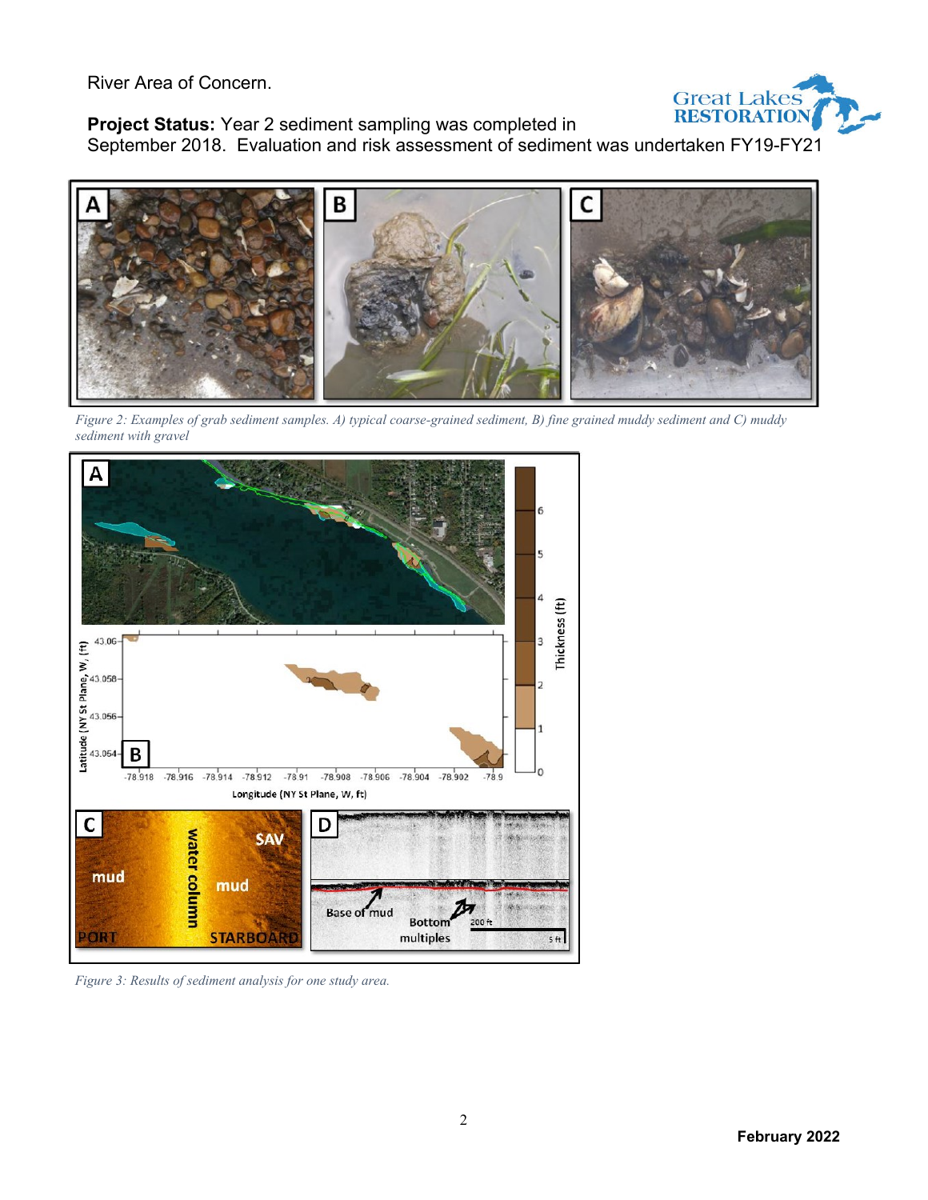River Area of Concern.

**Project Status:** Year 2 sediment sampling was completed in September 2018. Evaluation and risk assessment of sediment was undertaken FY19-FY21

*Figure 2: Examples of grab sediment samples. A) typical coarse-grained sediment, B) fine grained muddy sediment and C) muddy sediment with gravel*

*Figure 3: Results of sediment analysis for one study area.*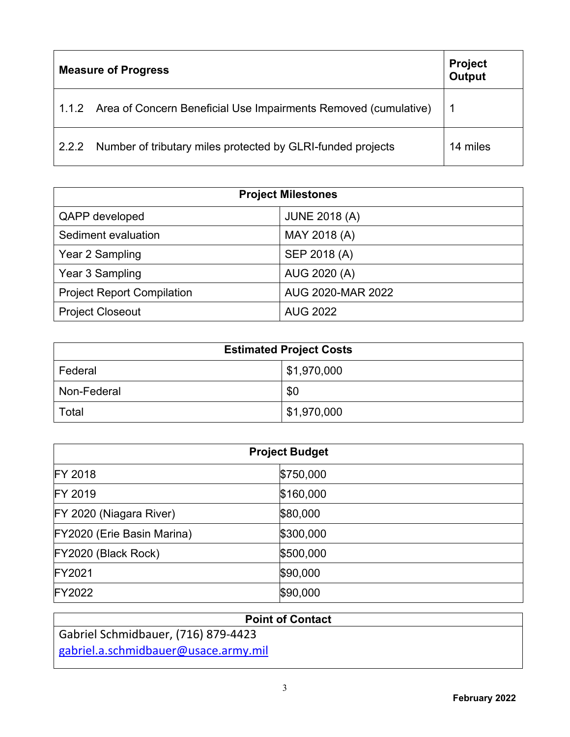| Measure of Progress | Project Output |
| --- | --- |
| 1.1.2 Area of Concern Beneficial Use Impairments Removed (cumulative) | 1 |
| 2.2.2 Number of tributary miles protected by GLRI-funded projects | 14 miles |

| Project Milestones | |
| --- | --- |
| QAPP developed | JUNE 2018 (A) |
| Sediment evaluation | MAY 2018 (A) |
| Year 2 Sampling | SEP 2018 (A) |
| Year 3 Sampling | AUG 2020 (A) |
| Project Report Compilation | AUG 2020-MAR 2022 |
| Project Closeout | AUG 2022 |

| Estimated Project Costs | |
| --- | --- |
| Federal | $1,970,000 |
| Non-Federal | $0 |
| Total | $1,970,000 |

| Project Budget | |
| --- | --- |
| FY 2018 | $750,000 |
| FY 2019 | $160,000 |
| FY 2020 (Niagara River) | $80,000 |
| FY2020 (Erie Basin Marina) | $300,000 |
| FY2020 (Black Rock) | $500,000 |
| FY2021 | $90,000 |
| FY2022 | $90,000 |

| Point of Contact |
| --- |
| Gabriel Schmidbauer, (716) 879-4423<br>gabriel.a.schmidbauer@usace.army.mil |

February 2022